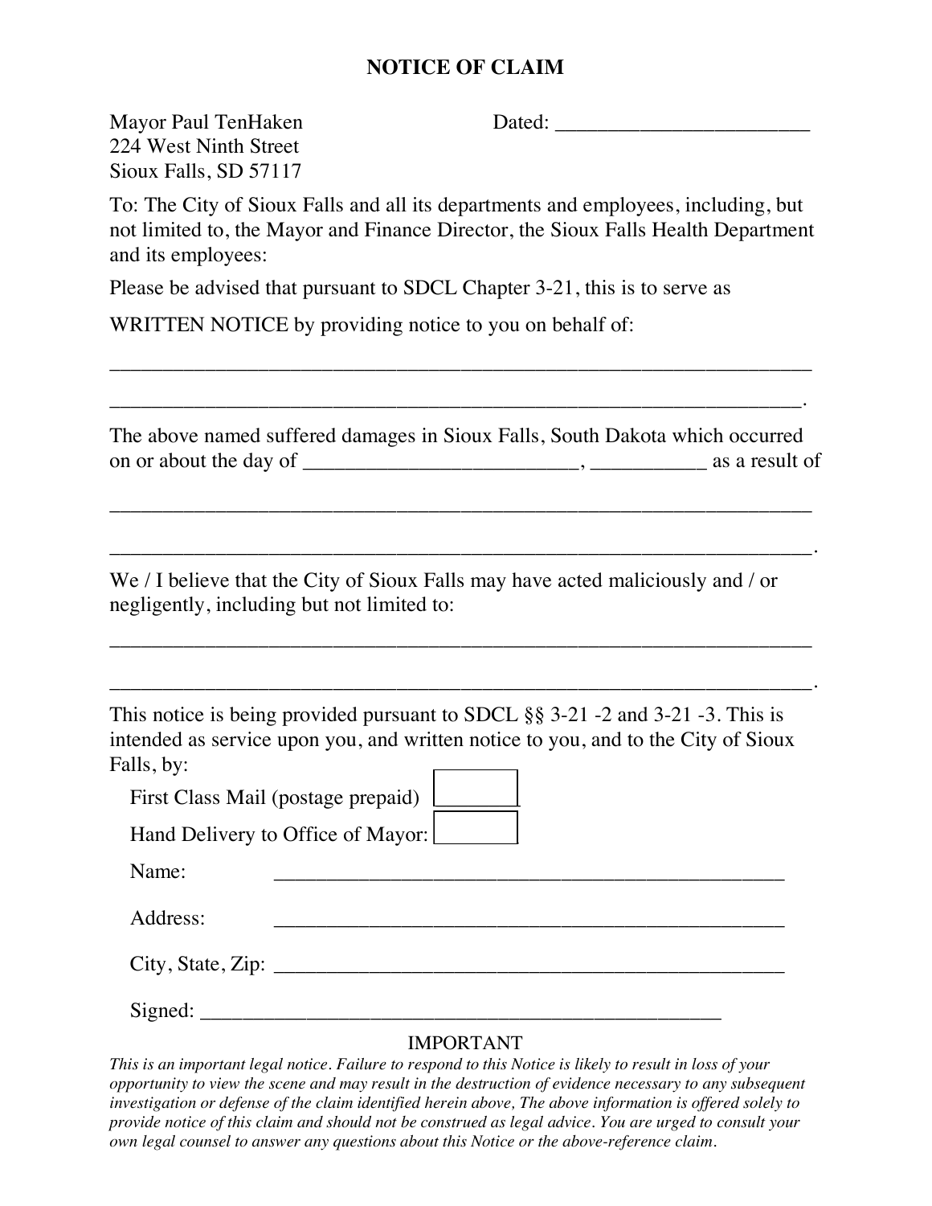# NOTICE OF CLAIM

Mayor Paul TenHaken
224 West Ninth Street
Sioux Falls, SD 57117

Dated: ________________________

To: The City of Sioux Falls and all its departments and employees, including, but not limited to, the Mayor and Finance Director, the Sioux Falls Health Department and its employees:

Please be advised that pursuant to SDCL Chapter 3-21, this is to serve as

WRITTEN NOTICE by providing notice to you on behalf of:

_________________________________________________________________

_________________________________________________________________.

The above named suffered damages in Sioux Falls, South Dakota which occurred on or about the day of __________________________, ___________ as a result of

_________________________________________________________________

_________________________________________________________________.

We / I believe that the City of Sioux Falls may have acted maliciously and / or negligently, including but not limited to:

_________________________________________________________________

_________________________________________________________________.

This notice is being provided pursuant to SDCL §§ 3-21 -2 and 3-21 -3. This is intended as service upon you, and written notice to you, and to the City of Sioux Falls, by:

First Class Mail (postage prepaid) ☐

Hand Delivery to Office of Mayor: ☐

Name: ______________________________________________

Address: ______________________________________________

City, State, Zip: ______________________________________________

Signed: ______________________________________________

IMPORTANT

*This is an important legal notice. Failure to respond to this Notice is likely to result in loss of your opportunity to view the scene and may result in the destruction of evidence necessary to any subsequent investigation or defense of the claim identified herein above, The above information is offered solely to provide notice of this claim and should not be construed as legal advice. You are urged to consult your own legal counsel to answer any questions about this Notice or the above-reference claim.*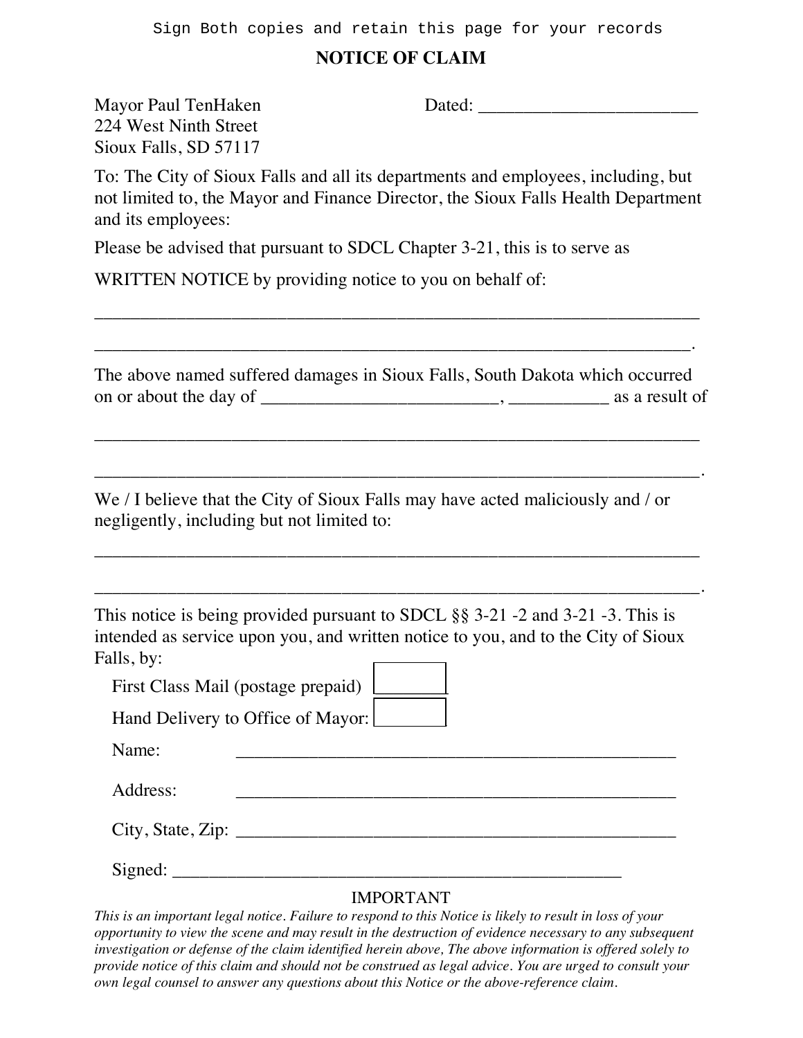Sign Both copies and retain this page for your records

# NOTICE OF CLAIM

Mayor Paul TenHaken
224 West Ninth Street
Sioux Falls, SD 57117

Dated: ________________________

To: The City of Sioux Falls and all its departments and employees, including, but not limited to, the Mayor and Finance Director, the Sioux Falls Health Department and its employees:

Please be advised that pursuant to SDCL Chapter 3-21, this is to serve as

WRITTEN NOTICE by providing notice to you on behalf of:

________________________________________________________________

________________________________________________________________.

The above named suffered damages in Sioux Falls, South Dakota which occurred on or about the day of __________________________, ___________ as a result of

________________________________________________________________

________________________________________________________________.

We / I believe that the City of Sioux Falls may have acted maliciously and / or negligently, including but not limited to:

________________________________________________________________

________________________________________________________________.

This notice is being provided pursuant to SDCL §§ 3-21 -2 and 3-21 -3. This is intended as service upon you, and written notice to you, and to the City of Sioux Falls, by:

First Class Mail (postage prepaid) ☐

Hand Delivery to Office of Mayor: ☐

Name: ______________________________________________

Address: ______________________________________________

City, State, Zip: ______________________________________________

Signed: ______________________________________________

IMPORTANT

*This is an important legal notice. Failure to respond to this Notice is likely to result in loss of your opportunity to view the scene and may result in the destruction of evidence necessary to any subsequent investigation or defense of the claim identified herein above, The above information is offered solely to provide notice of this claim and should not be construed as legal advice. You are urged to consult your own legal counsel to answer any questions about this Notice or the above-reference claim.*